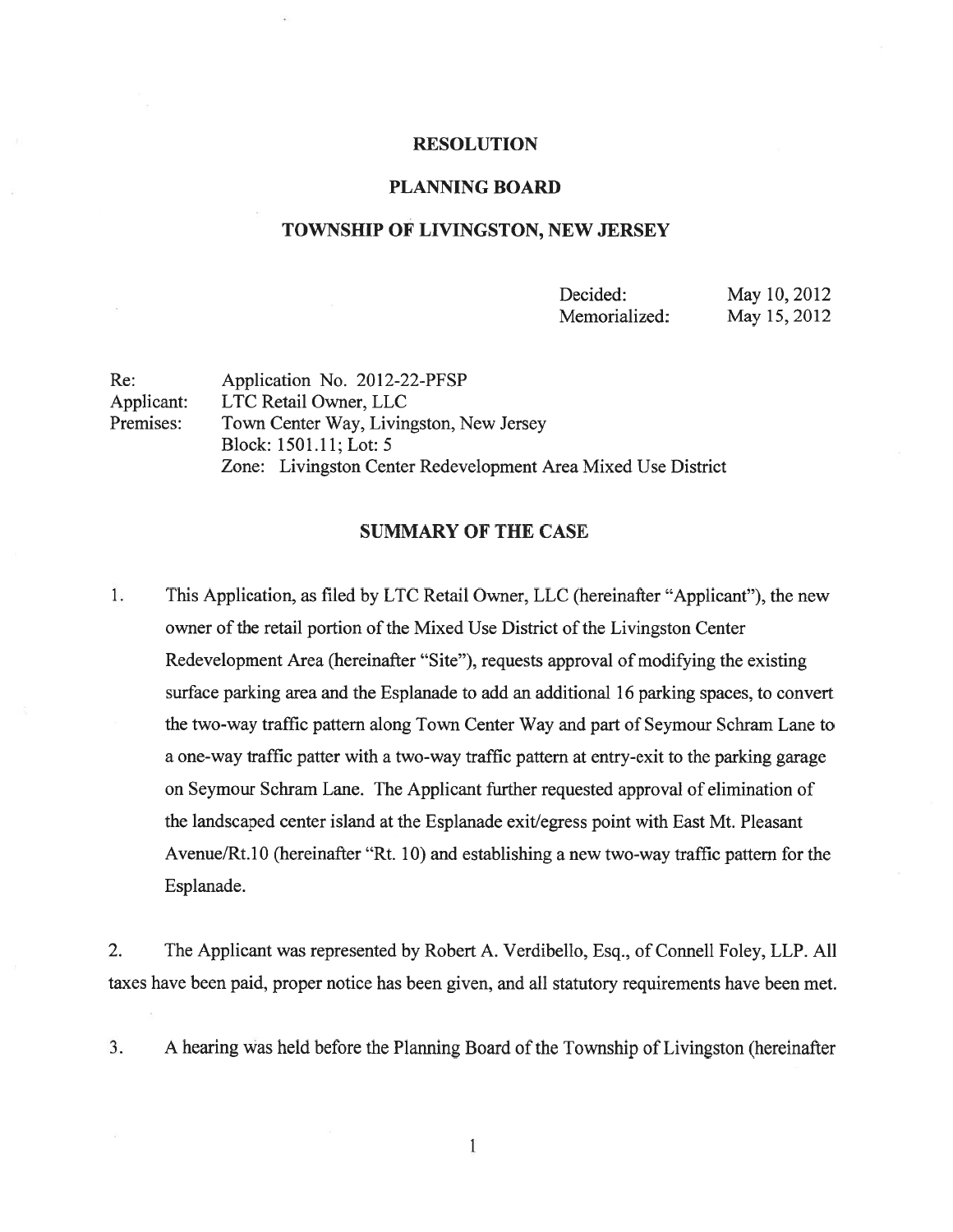# RESOLUTION

## PLANNING BOARD

## TOWNSHIP OF LIVINGSTON, NEW JERSEY

| | |
|---|---|
| Decided: | May 10, 2012 |
| Memorialized: | May 15, 2012 |

Re: Application No. 2012-22-PFSP
Applicant: LTC Retail Owner, LLC
Premises: Town Center Way, Livingston, New Jersey
Block: 1501.11; Lot: 5
Zone: Livingston Center Redevelopment Area Mixed Use District

## SUMMARY OF THE CASE

1. This Application, as filed by LTC Retail Owner, LLC (hereinafter "Applicant"), the new owner of the retail portion of the Mixed Use District of the Livingston Center Redevelopment Area (hereinafter "Site"), requests approval of modifying the existing surface parking area and the Esplanade to add an additional 16 parking spaces, to convert the two-way traffic pattern along Town Center Way and part of Seymour Schram Lane to a one-way traffic patter with a two-way traffic pattern at entry-exit to the parking garage on Seymour Schram Lane. The Applicant further requested approval of elimination of the landscaped center island at the Esplanade exit/egress point with East Mt. Pleasant Avenue/Rt.10 (hereinafter "Rt. 10) and establishing a new two-way traffic pattern for the Esplanade.

2. The Applicant was represented by Robert A. Verdibello, Esq., of Connell Foley, LLP. All taxes have been paid, proper notice has been given, and all statutory requirements have been met.

3. A hearing was held before the Planning Board of the Township of Livingston (hereinafter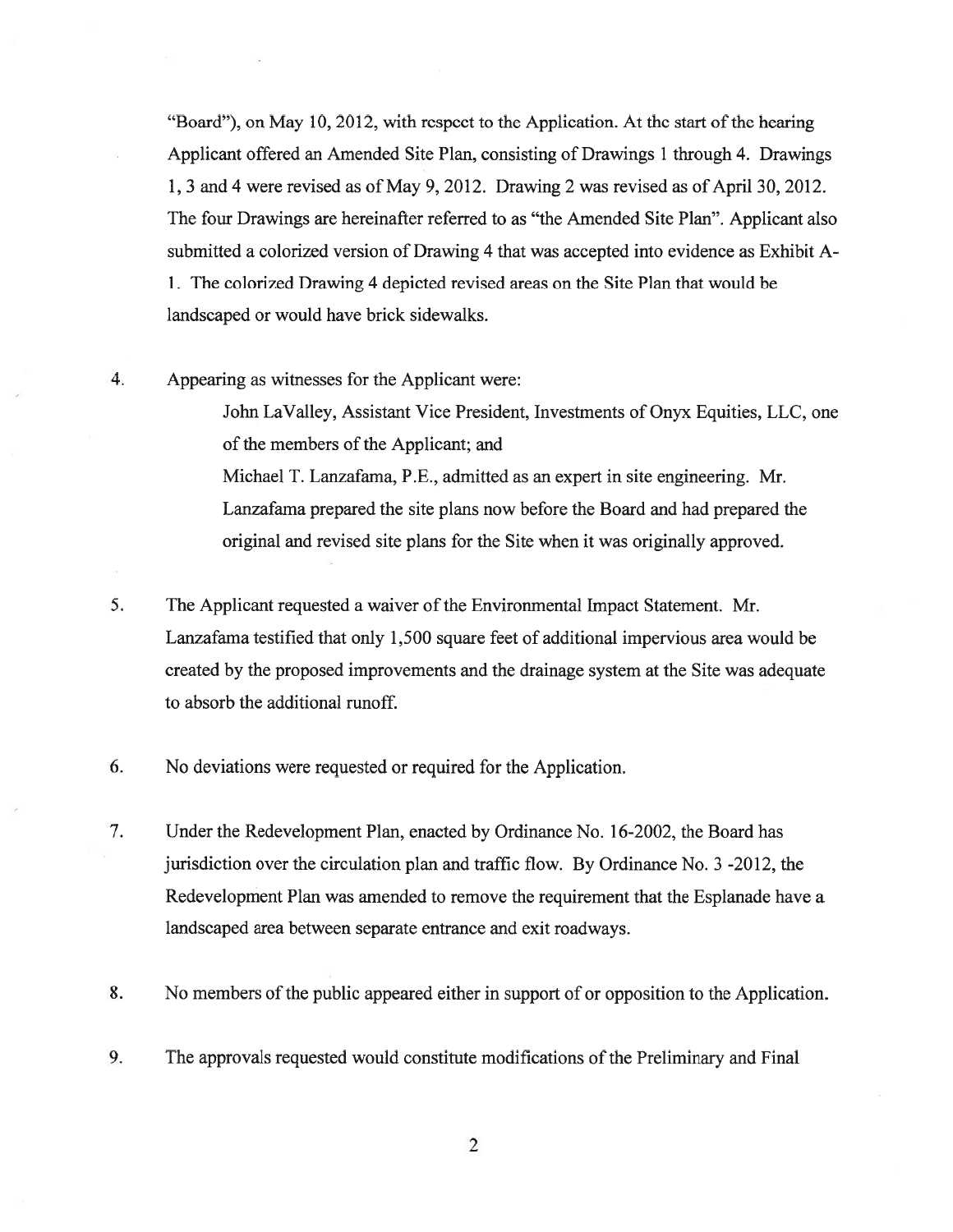"Board"), on May 10, 2012, with respect to the Application. At the start of the hearing Applicant offered an Amended Site Plan, consisting of Drawings 1 through 4. Drawings 1, 3 and 4 were revised as of May 9, 2012. Drawing 2 was revised as of April 30, 2012. The four Drawings are hereinafter referred to as "the Amended Site Plan". Applicant also submitted a colorized version of Drawing 4 that was accepted into evidence as Exhibit A-1. The colorized Drawing 4 depicted revised areas on the Site Plan that would be landscaped or would have brick sidewalks.

4. Appearing as witnesses for the Applicant were:

   John LaValley, Assistant Vice President, Investments of Onyx Equities, LLC, one of the members of the Applicant; and

   Michael T. Lanzafama, P.E., admitted as an expert in site engineering. Mr. Lanzafama prepared the site plans now before the Board and had prepared the original and revised site plans for the Site when it was originally approved.

5. The Applicant requested a waiver of the Environmental Impact Statement. Mr. Lanzafama testified that only 1,500 square feet of additional impervious area would be created by the proposed improvements and the drainage system at the Site was adequate to absorb the additional runoff.

6. No deviations were requested or required for the Application.

7. Under the Redevelopment Plan, enacted by Ordinance No. 16-2002, the Board has jurisdiction over the circulation plan and traffic flow. By Ordinance No. 3 -2012, the Redevelopment Plan was amended to remove the requirement that the Esplanade have a landscaped area between separate entrance and exit roadways.

8. No members of the public appeared either in support of or opposition to the Application.

9. The approvals requested would constitute modifications of the Preliminary and Final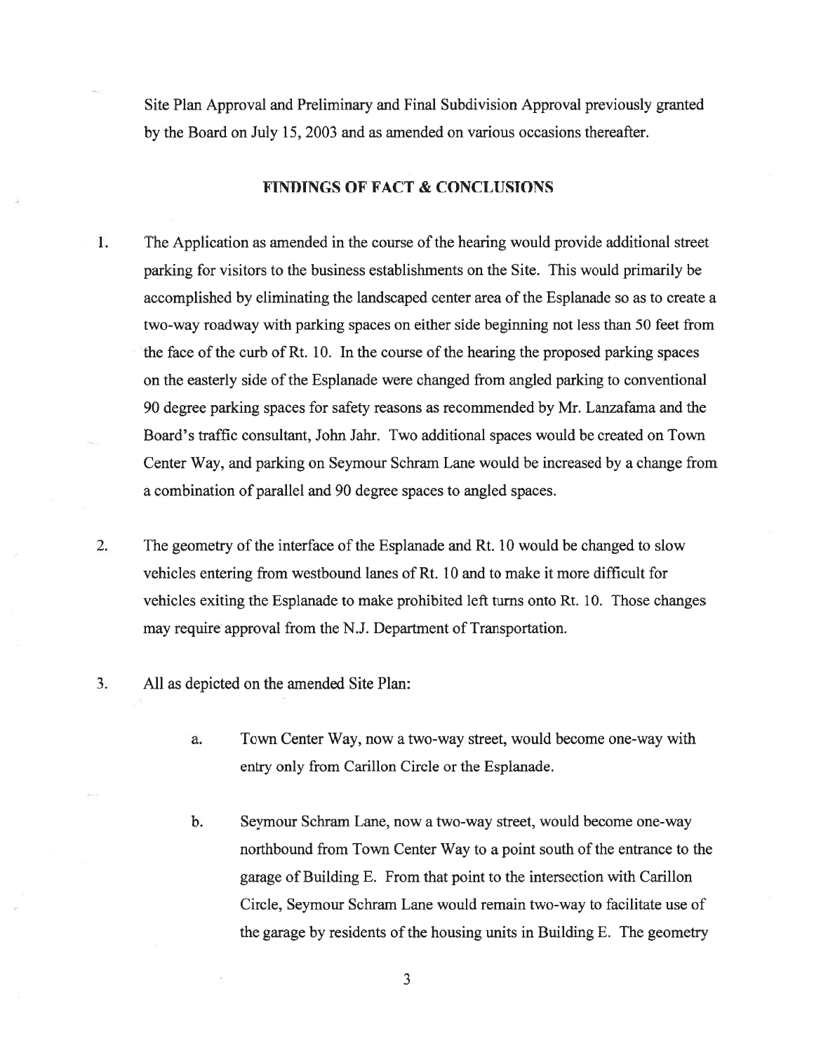Site Plan Approval and Preliminary and Final Subdivision Approval previously granted by the Board on July 15, 2003 and as amended on various occasions thereafter.

## FINDINGS OF FACT & CONCLUSIONS

1. The Application as amended in the course of the hearing would provide additional street parking for visitors to the business establishments on the Site. This would primarily be accomplished by eliminating the landscaped center area of the Esplanade so as to create a two-way roadway with parking spaces on either side beginning not less than 50 feet from the face of the curb of Rt. 10. In the course of the hearing the proposed parking spaces on the easterly side of the Esplanade were changed from angled parking to conventional 90 degree parking spaces for safety reasons as recommended by Mr. Lanzafama and the Board's traffic consultant, John Jahr. Two additional spaces would be created on Town Center Way, and parking on Seymour Schram Lane would be increased by a change from a combination of parallel and 90 degree spaces to angled spaces.

2. The geometry of the interface of the Esplanade and Rt. 10 would be changed to slow vehicles entering from westbound lanes of Rt. 10 and to make it more difficult for vehicles exiting the Esplanade to make prohibited left turns onto Rt. 10. Those changes may require approval from the N.J. Department of Transportation.

3. All as depicted on the amended Site Plan:

   a. Town Center Way, now a two-way street, would become one-way with entry only from Carillon Circle or the Esplanade.

   b. Seymour Schram Lane, now a two-way street, would become one-way northbound from Town Center Way to a point south of the entrance to the garage of Building E. From that point to the intersection with Carillon Circle, Seymour Schram Lane would remain two-way to facilitate use of the garage by residents of the housing units in Building E. The geometry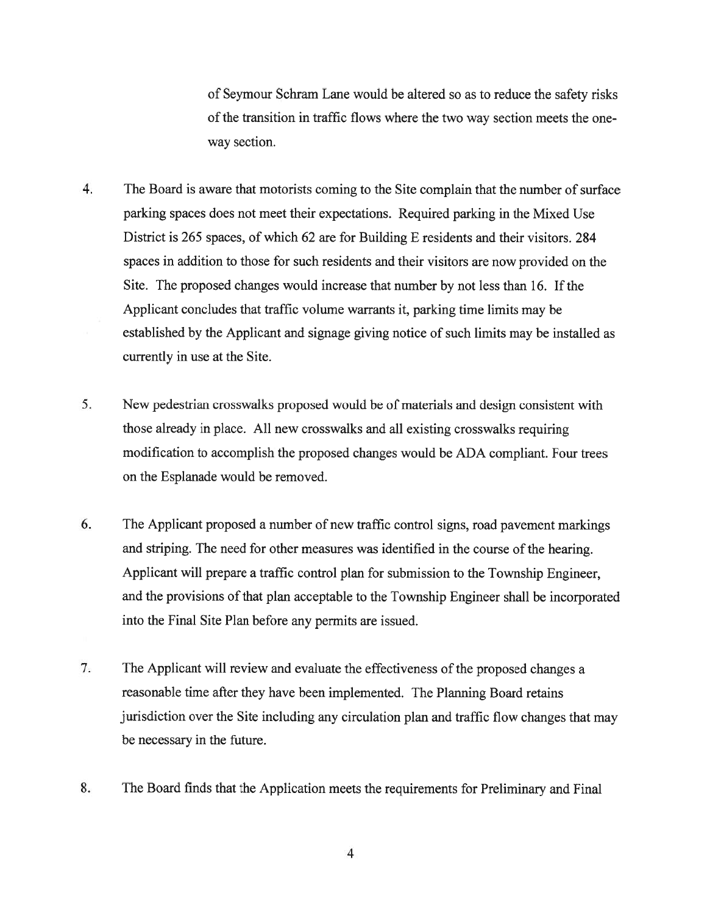of Seymour Schram Lane would be altered so as to reduce the safety risks of the transition in traffic flows where the two way section meets the one-way section.

4. The Board is aware that motorists coming to the Site complain that the number of surface parking spaces does not meet their expectations. Required parking in the Mixed Use District is 265 spaces, of which 62 are for Building E residents and their visitors. 284 spaces in addition to those for such residents and their visitors are now provided on the Site. The proposed changes would increase that number by not less than 16. If the Applicant concludes that traffic volume warrants it, parking time limits may be established by the Applicant and signage giving notice of such limits may be installed as currently in use at the Site.

5. New pedestrian crosswalks proposed would be of materials and design consistent with those already in place. All new crosswalks and all existing crosswalks requiring modification to accomplish the proposed changes would be ADA compliant. Four trees on the Esplanade would be removed.

6. The Applicant proposed a number of new traffic control signs, road pavement markings and striping. The need for other measures was identified in the course of the hearing. Applicant will prepare a traffic control plan for submission to the Township Engineer, and the provisions of that plan acceptable to the Township Engineer shall be incorporated into the Final Site Plan before any permits are issued.

7. The Applicant will review and evaluate the effectiveness of the proposed changes a reasonable time after they have been implemented. The Planning Board retains jurisdiction over the Site including any circulation plan and traffic flow changes that may be necessary in the future.

8. The Board finds that the Application meets the requirements for Preliminary and Final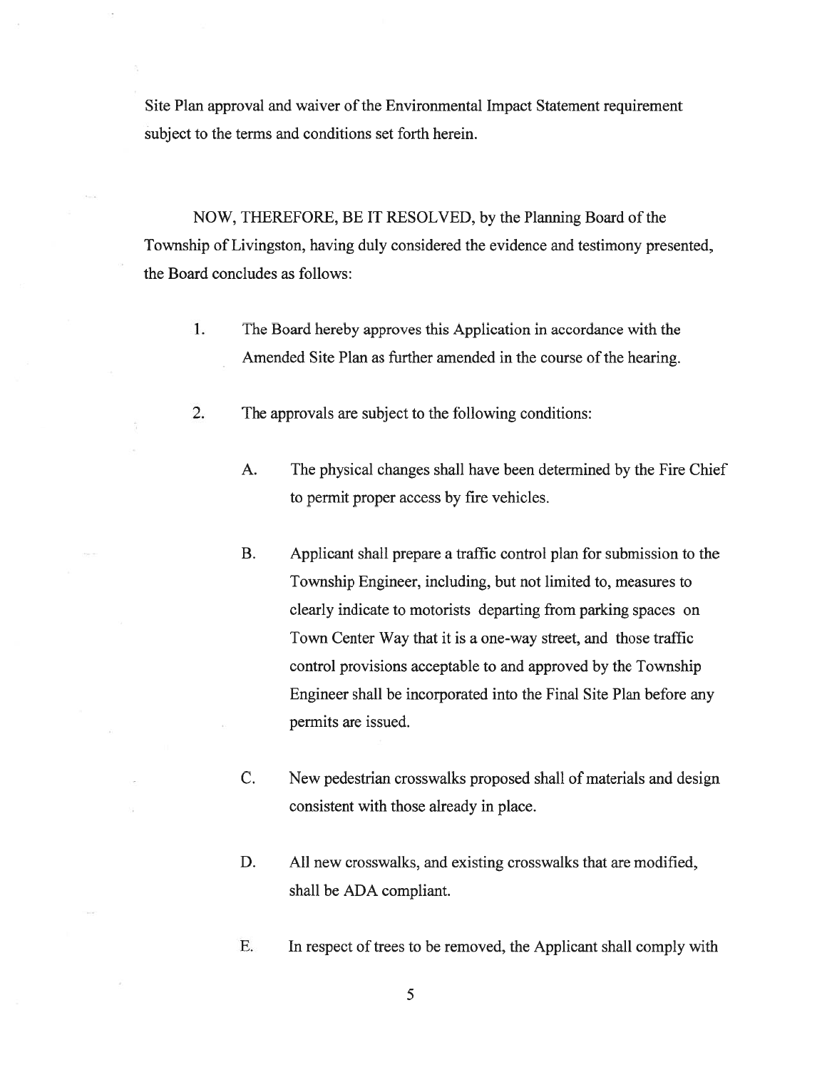Site Plan approval and waiver of the Environmental Impact Statement requirement subject to the terms and conditions set forth herein.

NOW, THEREFORE, BE IT RESOLVED, by the Planning Board of the Township of Livingston, having duly considered the evidence and testimony presented, the Board concludes as follows:

1. The Board hereby approves this Application in accordance with the Amended Site Plan as further amended in the course of the hearing.

2. The approvals are subject to the following conditions:

   A. The physical changes shall have been determined by the Fire Chief to permit proper access by fire vehicles.

   B. Applicant shall prepare a traffic control plan for submission to the Township Engineer, including, but not limited to, measures to clearly indicate to motorists departing from parking spaces on Town Center Way that it is a one-way street, and those traffic control provisions acceptable to and approved by the Township Engineer shall be incorporated into the Final Site Plan before any permits are issued.

   C. New pedestrian crosswalks proposed shall of materials and design consistent with those already in place.

   D. All new crosswalks, and existing crosswalks that are modified, shall be ADA compliant.

   E. In respect of trees to be removed, the Applicant shall comply with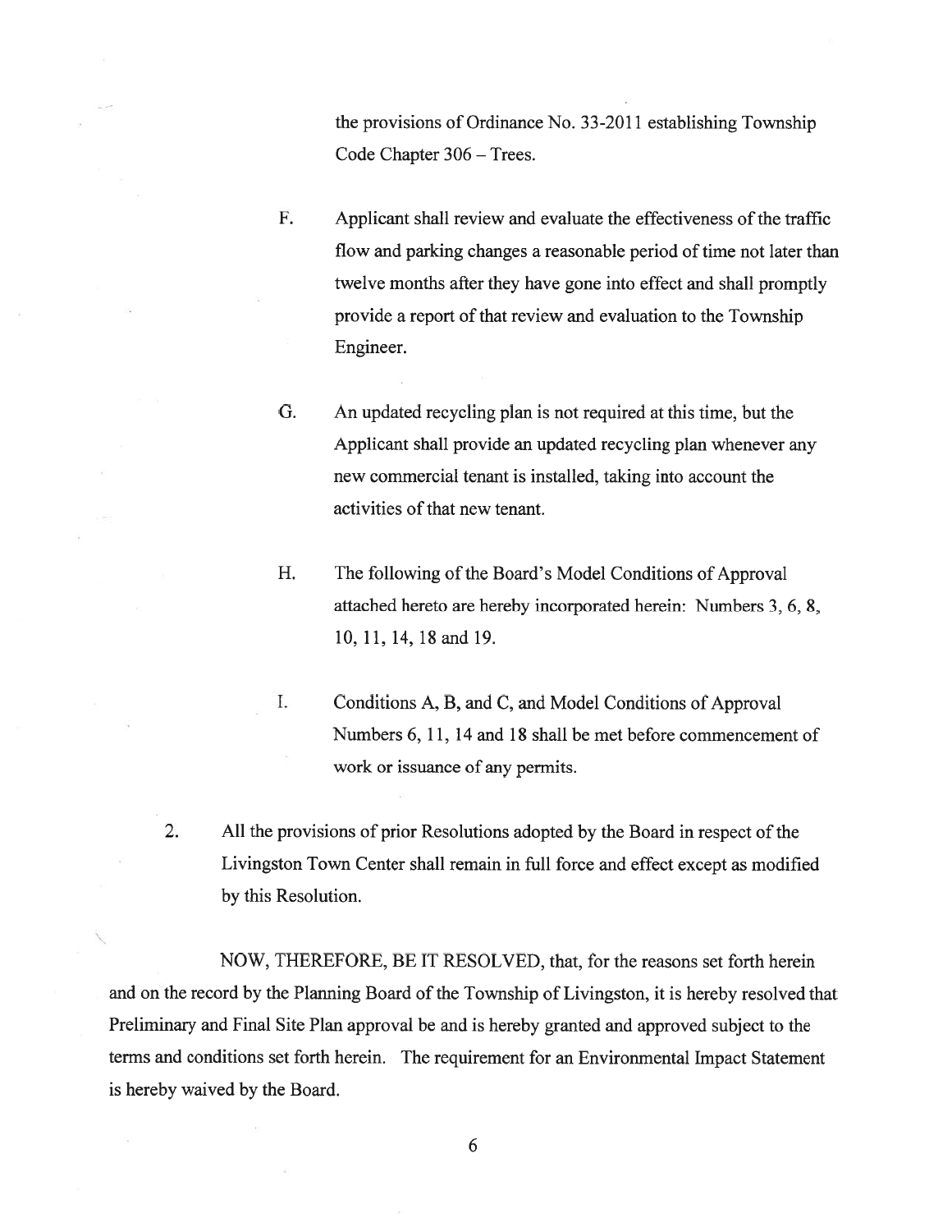the provisions of Ordinance No. 33-2011 establishing Township Code Chapter 306 – Trees.

F. Applicant shall review and evaluate the effectiveness of the traffic flow and parking changes a reasonable period of time not later than twelve months after they have gone into effect and shall promptly provide a report of that review and evaluation to the Township Engineer.

G. An updated recycling plan is not required at this time, but the Applicant shall provide an updated recycling plan whenever any new commercial tenant is installed, taking into account the activities of that new tenant.

H. The following of the Board's Model Conditions of Approval attached hereto are hereby incorporated herein: Numbers 3, 6, 8, 10, 11, 14, 18 and 19.

I. Conditions A, B, and C, and Model Conditions of Approval Numbers 6, 11, 14 and 18 shall be met before commencement of work or issuance of any permits.

2. All the provisions of prior Resolutions adopted by the Board in respect of the Livingston Town Center shall remain in full force and effect except as modified by this Resolution.

NOW, THEREFORE, BE IT RESOLVED, that, for the reasons set forth herein and on the record by the Planning Board of the Township of Livingston, it is hereby resolved that Preliminary and Final Site Plan approval be and is hereby granted and approved subject to the terms and conditions set forth herein. The requirement for an Environmental Impact Statement is hereby waived by the Board.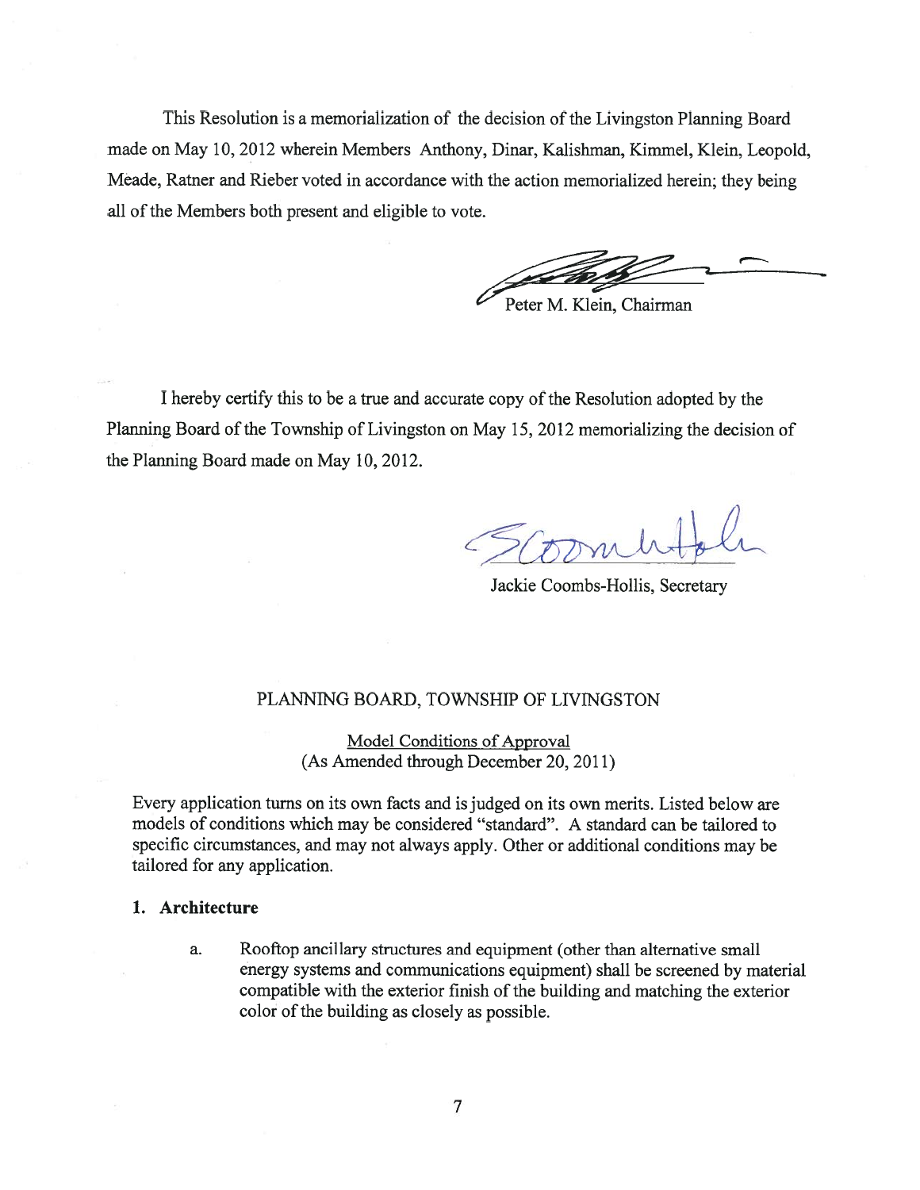This Resolution is a memorialization of the decision of the Livingston Planning Board made on May 10, 2012 wherein Members Anthony, Dinar, Kalishman, Kimmel, Klein, Leopold, Meade, Ratner and Rieber voted in accordance with the action memorialized herein; they being all of the Members both present and eligible to vote.

Peter M. Klein, Chairman

I hereby certify this to be a true and accurate copy of the Resolution adopted by the Planning Board of the Township of Livingston on May 15, 2012 memorializing the decision of the Planning Board made on May 10, 2012.

Jackie Coombs-Hollis, Secretary

PLANNING BOARD, TOWNSHIP OF LIVINGSTON

Model Conditions of Approval
(As Amended through December 20, 2011)

Every application turns on its own facts and is judged on its own merits. Listed below are models of conditions which may be considered "standard". A standard can be tailored to specific circumstances, and may not always apply. Other or additional conditions may be tailored for any application.

**1. Architecture**

a. Rooftop ancillary structures and equipment (other than alternative small energy systems and communications equipment) shall be screened by material compatible with the exterior finish of the building and matching the exterior color of the building as closely as possible.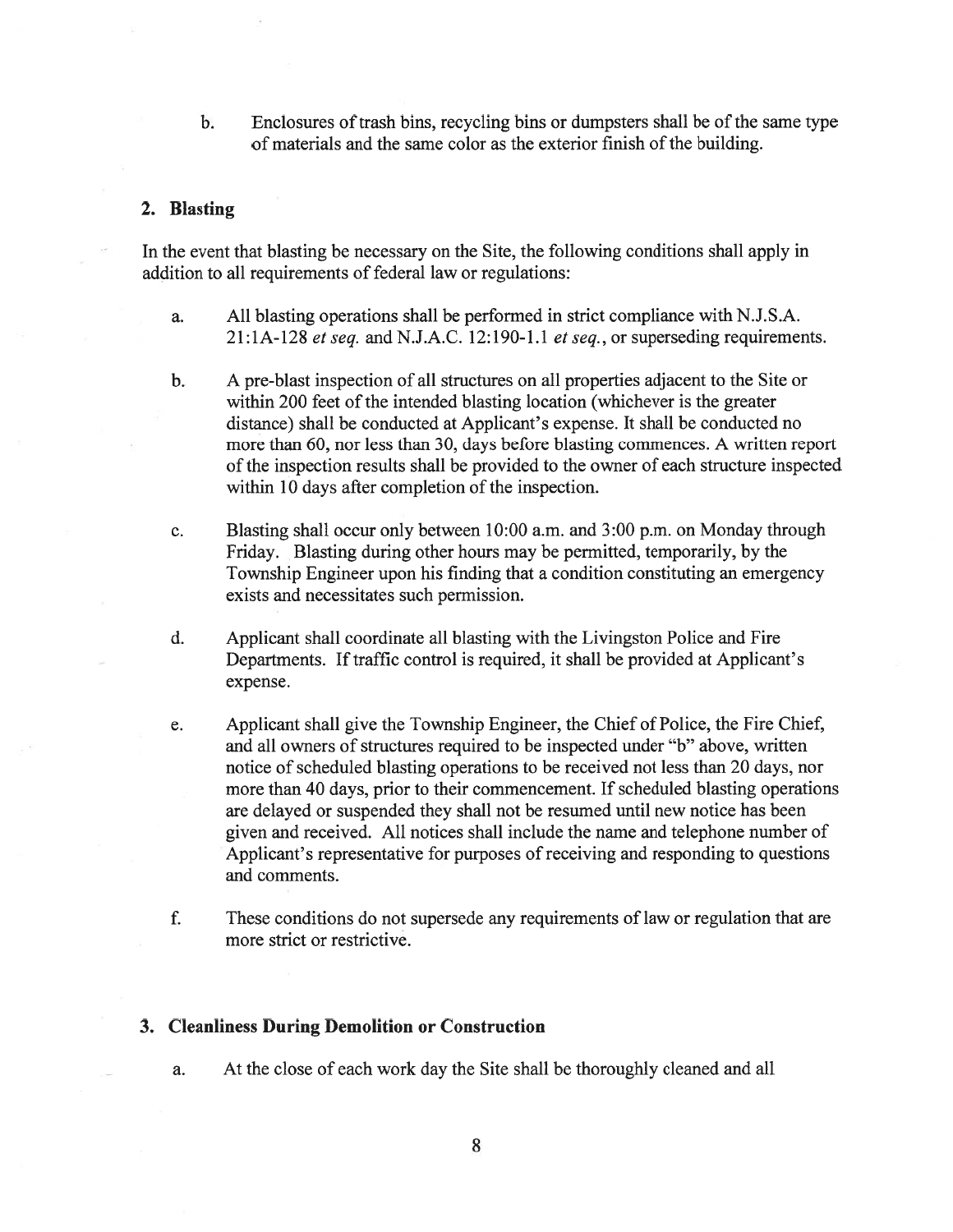b. Enclosures of trash bins, recycling bins or dumpsters shall be of the same type of materials and the same color as the exterior finish of the building.

## 2. Blasting

In the event that blasting be necessary on the Site, the following conditions shall apply in addition to all requirements of federal law or regulations:

a. All blasting operations shall be performed in strict compliance with N.J.S.A. 21:1A-128 *et seq.* and N.J.A.C. 12:190-1.1 *et seq.*, or superseding requirements.

b. A pre-blast inspection of all structures on all properties adjacent to the Site or within 200 feet of the intended blasting location (whichever is the greater distance) shall be conducted at Applicant's expense. It shall be conducted no more than 60, nor less than 30, days before blasting commences. A written report of the inspection results shall be provided to the owner of each structure inspected within 10 days after completion of the inspection.

c. Blasting shall occur only between 10:00 a.m. and 3:00 p.m. on Monday through Friday. Blasting during other hours may be permitted, temporarily, by the Township Engineer upon his finding that a condition constituting an emergency exists and necessitates such permission.

d. Applicant shall coordinate all blasting with the Livingston Police and Fire Departments. If traffic control is required, it shall be provided at Applicant's expense.

e. Applicant shall give the Township Engineer, the Chief of Police, the Fire Chief, and all owners of structures required to be inspected under "b" above, written notice of scheduled blasting operations to be received not less than 20 days, nor more than 40 days, prior to their commencement. If scheduled blasting operations are delayed or suspended they shall not be resumed until new notice has been given and received. All notices shall include the name and telephone number of Applicant's representative for purposes of receiving and responding to questions and comments.

f. These conditions do not supersede any requirements of law or regulation that are more strict or restrictive.

## 3. Cleanliness During Demolition or Construction

a. At the close of each work day the Site shall be thoroughly cleaned and all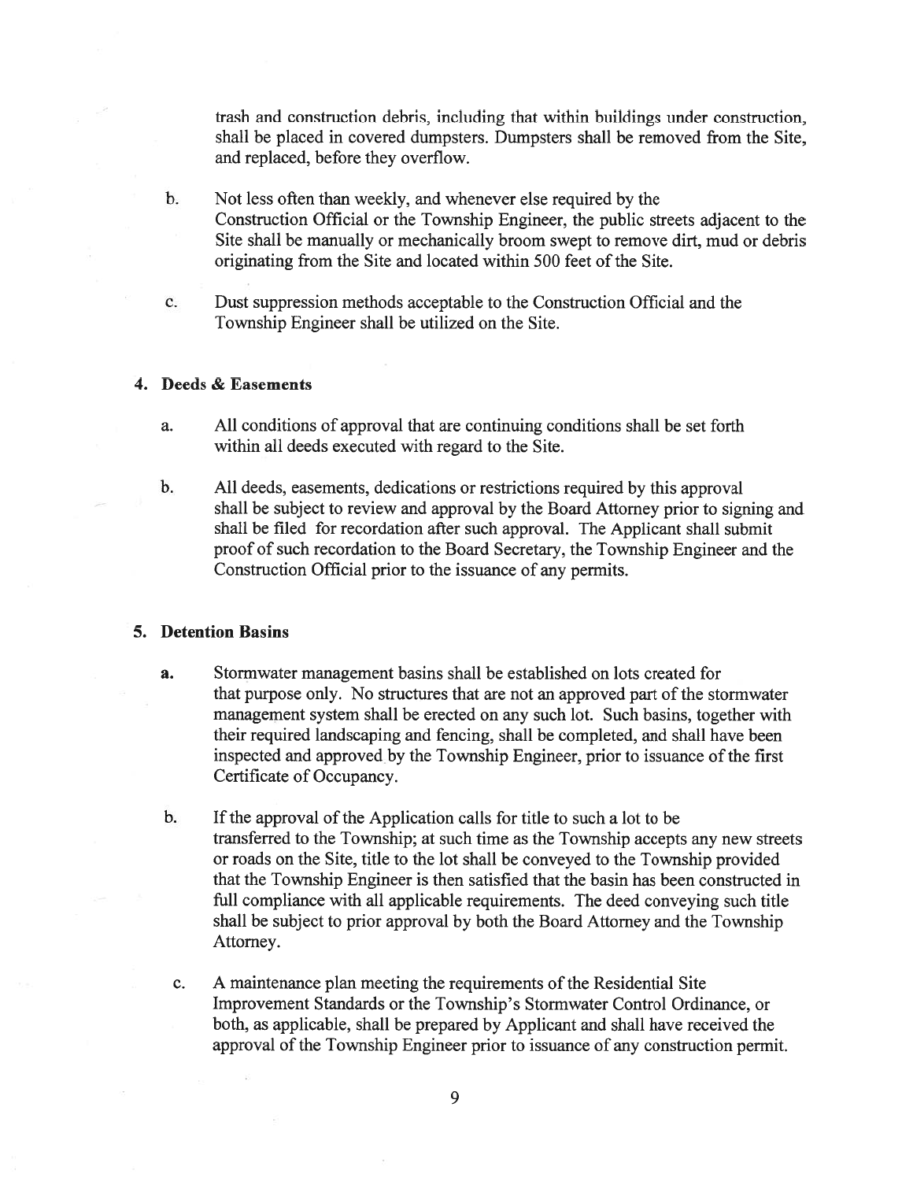trash and construction debris, including that within buildings under construction, shall be placed in covered dumpsters. Dumpsters shall be removed from the Site, and replaced, before they overflow.

b. Not less often than weekly, and whenever else required by the Construction Official or the Township Engineer, the public streets adjacent to the Site shall be manually or mechanically broom swept to remove dirt, mud or debris originating from the Site and located within 500 feet of the Site.

c. Dust suppression methods acceptable to the Construction Official and the Township Engineer shall be utilized on the Site.

**4. Deeds & Easements**

a. All conditions of approval that are continuing conditions shall be set forth within all deeds executed with regard to the Site.

b. All deeds, easements, dedications or restrictions required by this approval shall be subject to review and approval by the Board Attorney prior to signing and shall be filed for recordation after such approval. The Applicant shall submit proof of such recordation to the Board Secretary, the Township Engineer and the Construction Official prior to the issuance of any permits.

**5. Detention Basins**

a. Stormwater management basins shall be established on lots created for that purpose only. No structures that are not an approved part of the stormwater management system shall be erected on any such lot. Such basins, together with their required landscaping and fencing, shall be completed, and shall have been inspected and approved by the Township Engineer, prior to issuance of the first Certificate of Occupancy.

b. If the approval of the Application calls for title to such a lot to be transferred to the Township; at such time as the Township accepts any new streets or roads on the Site, title to the lot shall be conveyed to the Township provided that the Township Engineer is then satisfied that the basin has been constructed in full compliance with all applicable requirements. The deed conveying such title shall be subject to prior approval by both the Board Attorney and the Township Attorney.

c. A maintenance plan meeting the requirements of the Residential Site Improvement Standards or the Township's Stormwater Control Ordinance, or both, as applicable, shall be prepared by Applicant and shall have received the approval of the Township Engineer prior to issuance of any construction permit.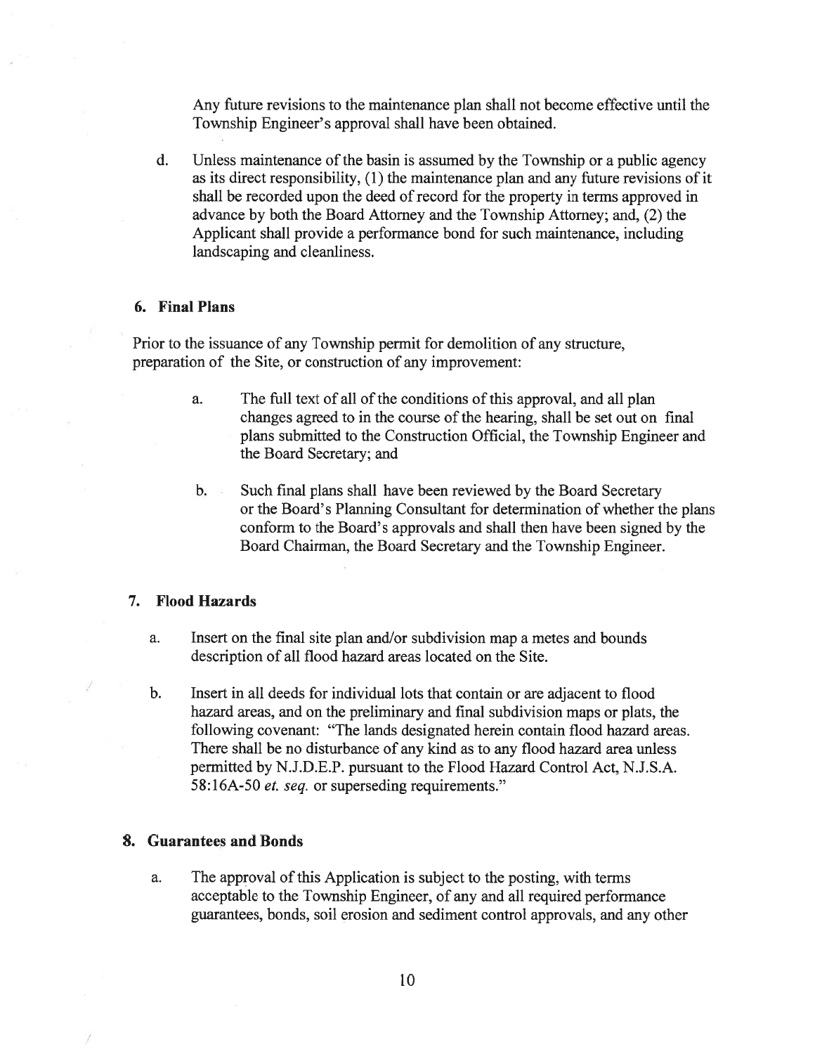Any future revisions to the maintenance plan shall not become effective until the Township Engineer's approval shall have been obtained.

d. Unless maintenance of the basin is assumed by the Township or a public agency as its direct responsibility, (1) the maintenance plan and any future revisions of it shall be recorded upon the deed of record for the property in terms approved in advance by both the Board Attorney and the Township Attorney; and, (2) the Applicant shall provide a performance bond for such maintenance, including landscaping and cleanliness.

### 6. Final Plans

Prior to the issuance of any Township permit for demolition of any structure, preparation of the Site, or construction of any improvement:

a. The full text of all of the conditions of this approval, and all plan changes agreed to in the course of the hearing, shall be set out on final plans submitted to the Construction Official, the Township Engineer and the Board Secretary; and

b. Such final plans shall have been reviewed by the Board Secretary or the Board's Planning Consultant for determination of whether the plans conform to the Board's approvals and shall then have been signed by the Board Chairman, the Board Secretary and the Township Engineer.

### 7. Flood Hazards

a. Insert on the final site plan and/or subdivision map a metes and bounds description of all flood hazard areas located on the Site.

b. Insert in all deeds for individual lots that contain or are adjacent to flood hazard areas, and on the preliminary and final subdivision maps or plats, the following covenant: "The lands designated herein contain flood hazard areas. There shall be no disturbance of any kind as to any flood hazard area unless permitted by N.J.D.E.P. pursuant to the Flood Hazard Control Act, N.J.S.A. 58:16A-50 *et. seq.* or superseding requirements."

### 8. Guarantees and Bonds

a. The approval of this Application is subject to the posting, with terms acceptable to the Township Engineer, of any and all required performance guarantees, bonds, soil erosion and sediment control approvals, and any other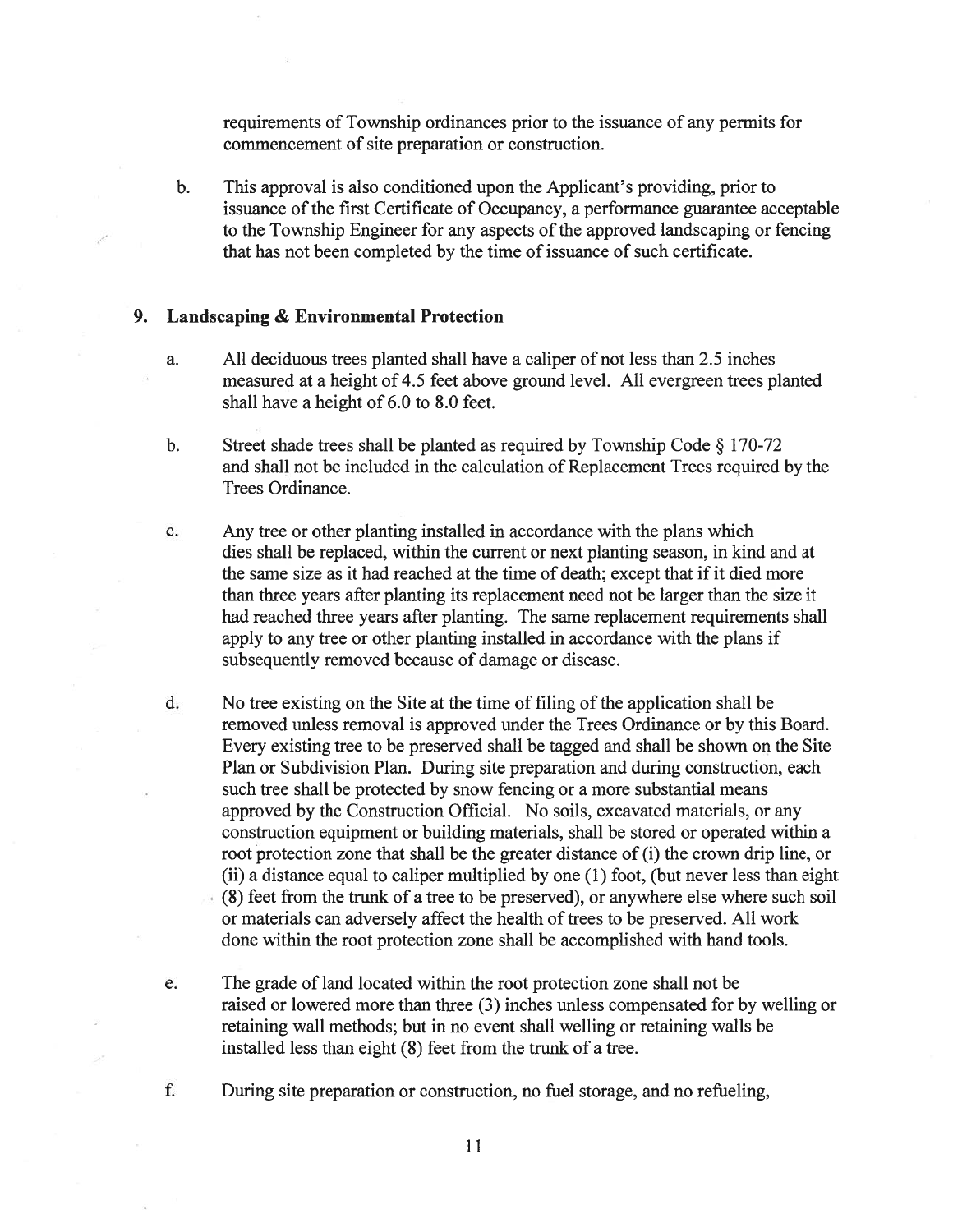requirements of Township ordinances prior to the issuance of any permits for commencement of site preparation or construction.

b. This approval is also conditioned upon the Applicant's providing, prior to issuance of the first Certificate of Occupancy, a performance guarantee acceptable to the Township Engineer for any aspects of the approved landscaping or fencing that has not been completed by the time of issuance of such certificate.

## 9. Landscaping & Environmental Protection

a. All deciduous trees planted shall have a caliper of not less than 2.5 inches measured at a height of 4.5 feet above ground level. All evergreen trees planted shall have a height of 6.0 to 8.0 feet.

b. Street shade trees shall be planted as required by Township Code § 170-72 and shall not be included in the calculation of Replacement Trees required by the Trees Ordinance.

c. Any tree or other planting installed in accordance with the plans which dies shall be replaced, within the current or next planting season, in kind and at the same size as it had reached at the time of death; except that if it died more than three years after planting its replacement need not be larger than the size it had reached three years after planting. The same replacement requirements shall apply to any tree or other planting installed in accordance with the plans if subsequently removed because of damage or disease.

d. No tree existing on the Site at the time of filing of the application shall be removed unless removal is approved under the Trees Ordinance or by this Board. Every existing tree to be preserved shall be tagged and shall be shown on the Site Plan or Subdivision Plan. During site preparation and during construction, each such tree shall be protected by snow fencing or a more substantial means approved by the Construction Official. No soils, excavated materials, or any construction equipment or building materials, shall be stored or operated within a root protection zone that shall be the greater distance of (i) the crown drip line, or (ii) a distance equal to caliper multiplied by one (1) foot, (but never less than eight (8) feet from the trunk of a tree to be preserved), or anywhere else where such soil or materials can adversely affect the health of trees to be preserved. All work done within the root protection zone shall be accomplished with hand tools.

e. The grade of land located within the root protection zone shall not be raised or lowered more than three (3) inches unless compensated for by welling or retaining wall methods; but in no event shall welling or retaining walls be installed less than eight (8) feet from the trunk of a tree.

f. During site preparation or construction, no fuel storage, and no refueling,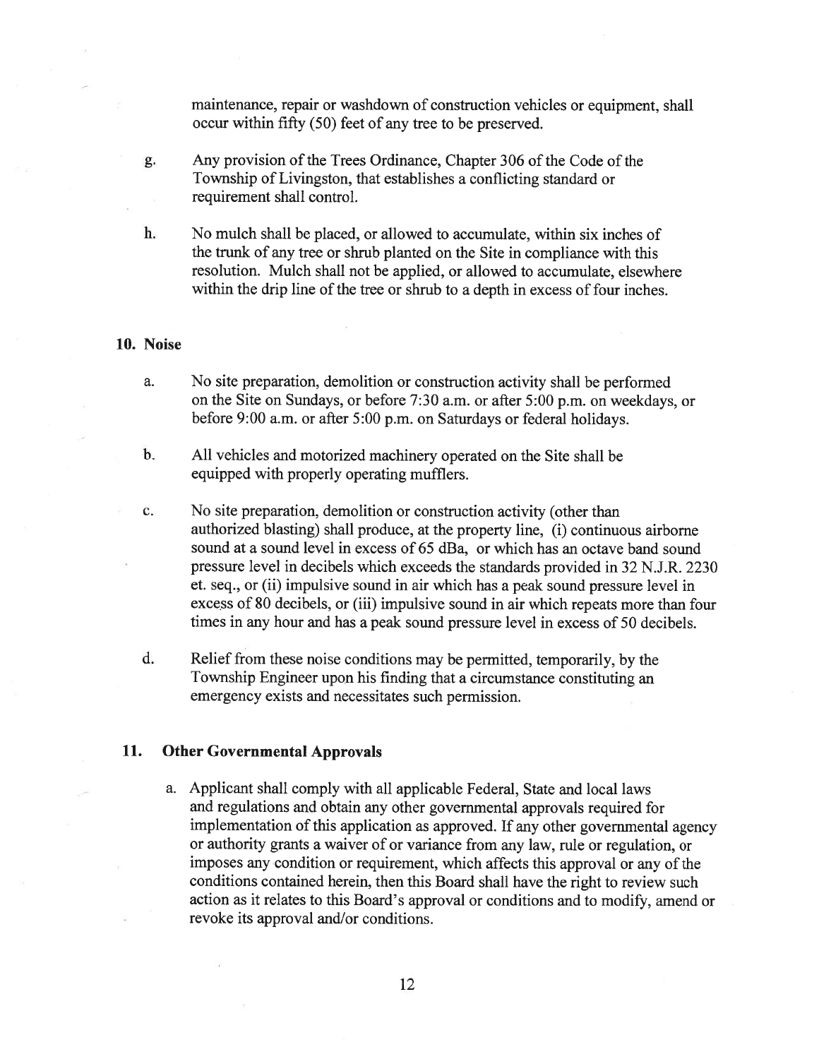maintenance, repair or washdown of construction vehicles or equipment, shall occur within fifty (50) feet of any tree to be preserved.

g. Any provision of the Trees Ordinance, Chapter 306 of the Code of the Township of Livingston, that establishes a conflicting standard or requirement shall control.

h. No mulch shall be placed, or allowed to accumulate, within six inches of the trunk of any tree or shrub planted on the Site in compliance with this resolution. Mulch shall not be applied, or allowed to accumulate, elsewhere within the drip line of the tree or shrub to a depth in excess of four inches.

**10. Noise**

a. No site preparation, demolition or construction activity shall be performed on the Site on Sundays, or before 7:30 a.m. or after 5:00 p.m. on weekdays, or before 9:00 a.m. or after 5:00 p.m. on Saturdays or federal holidays.

b. All vehicles and motorized machinery operated on the Site shall be equipped with properly operating mufflers.

c. No site preparation, demolition or construction activity (other than authorized blasting) shall produce, at the property line, (i) continuous airborne sound at a sound level in excess of 65 dBa, or which has an octave band sound pressure level in decibels which exceeds the standards provided in 32 N.J.R. 2230 et. seq., or (ii) impulsive sound in air which has a peak sound pressure level in excess of 80 decibels, or (iii) impulsive sound in air which repeats more than four times in any hour and has a peak sound pressure level in excess of 50 decibels.

d. Relief from these noise conditions may be permitted, temporarily, by the Township Engineer upon his finding that a circumstance constituting an emergency exists and necessitates such permission.

**11. Other Governmental Approvals**

a. Applicant shall comply with all applicable Federal, State and local laws and regulations and obtain any other governmental approvals required for implementation of this application as approved. If any other governmental agency or authority grants a waiver of or variance from any law, rule or regulation, or imposes any condition or requirement, which affects this approval or any of the conditions contained herein, then this Board shall have the right to review such action as it relates to this Board's approval or conditions and to modify, amend or revoke its approval and/or conditions.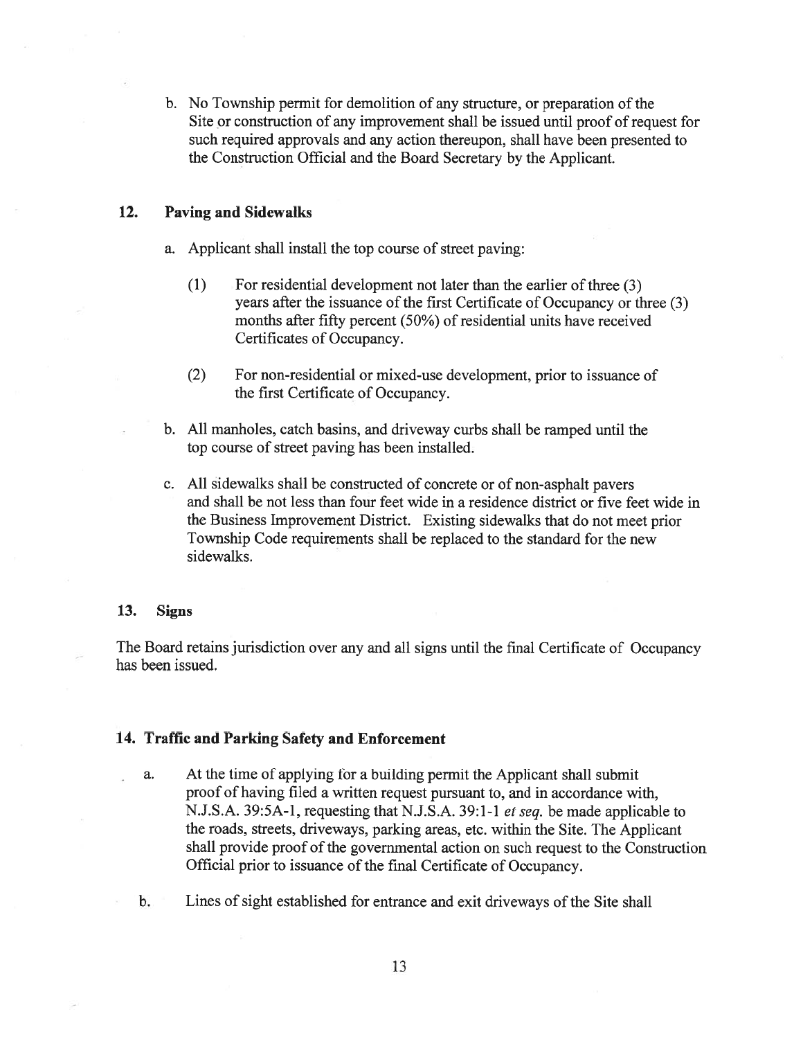b. No Township permit for demolition of any structure, or preparation of the Site or construction of any improvement shall be issued until proof of request for such required approvals and any action thereupon, shall have been presented to the Construction Official and the Board Secretary by the Applicant.

## 12. Paving and Sidewalks

a. Applicant shall install the top course of street paving:

(1) For residential development not later than the earlier of three (3) years after the issuance of the first Certificate of Occupancy or three (3) months after fifty percent (50%) of residential units have received Certificates of Occupancy.

(2) For non-residential or mixed-use development, prior to issuance of the first Certificate of Occupancy.

b. All manholes, catch basins, and driveway curbs shall be ramped until the top course of street paving has been installed.

c. All sidewalks shall be constructed of concrete or of non-asphalt pavers and shall be not less than four feet wide in a residence district or five feet wide in the Business Improvement District. Existing sidewalks that do not meet prior Township Code requirements shall be replaced to the standard for the new sidewalks.

## 13. Signs

The Board retains jurisdiction over any and all signs until the final Certificate of Occupancy has been issued.

## 14. Traffic and Parking Safety and Enforcement

a. At the time of applying for a building permit the Applicant shall submit proof of having filed a written request pursuant to, and in accordance with, N.J.S.A. 39:5A-1, requesting that N.J.S.A. 39:1-1 *et seq.* be made applicable to the roads, streets, driveways, parking areas, etc. within the Site. The Applicant shall provide proof of the governmental action on such request to the Construction Official prior to issuance of the final Certificate of Occupancy.

b. Lines of sight established for entrance and exit driveways of the Site shall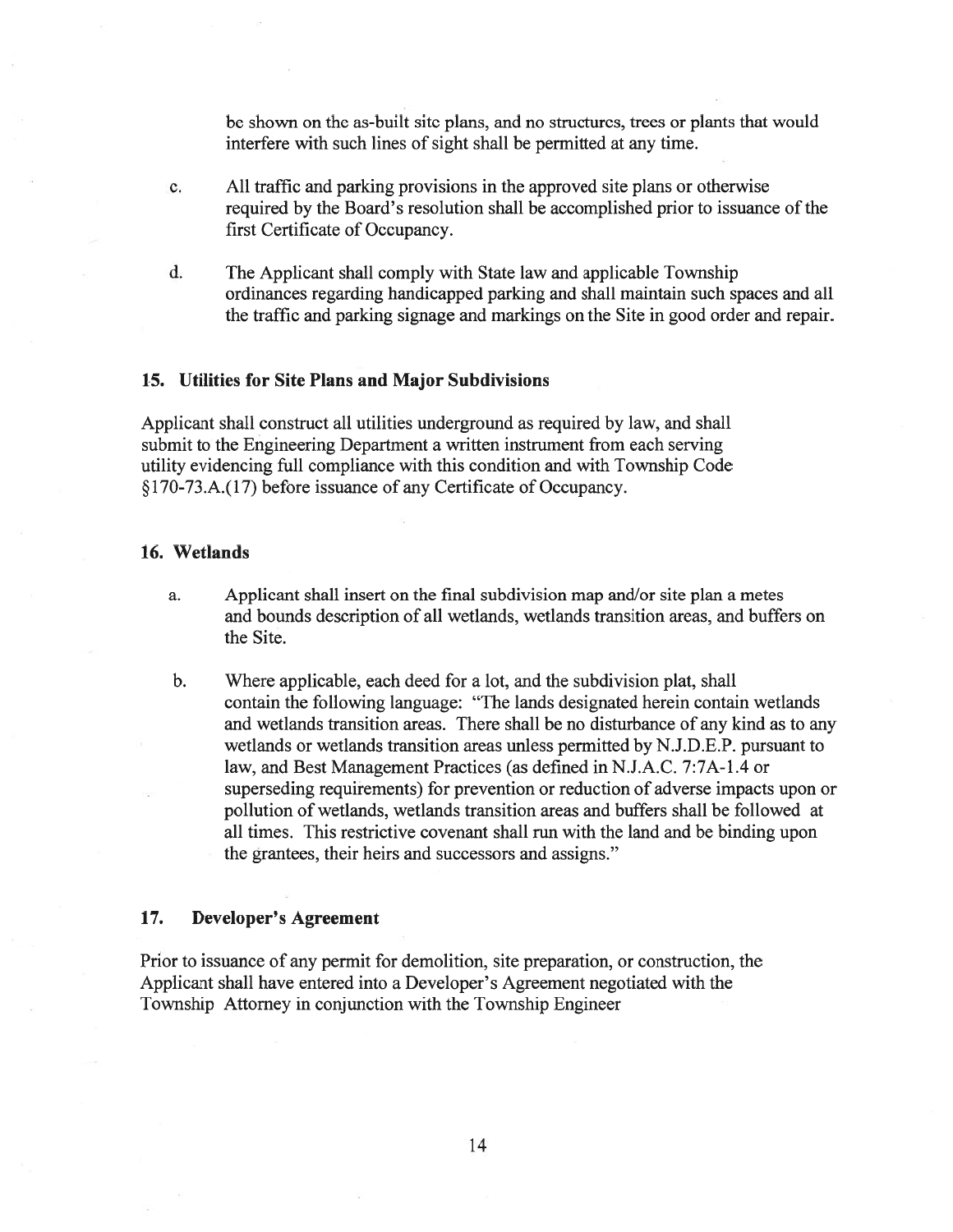be shown on the as-built site plans, and no structures, trees or plants that would interfere with such lines of sight shall be permitted at any time.

c. All traffic and parking provisions in the approved site plans or otherwise required by the Board's resolution shall be accomplished prior to issuance of the first Certificate of Occupancy.

d. The Applicant shall comply with State law and applicable Township ordinances regarding handicapped parking and shall maintain such spaces and all the traffic and parking signage and markings on the Site in good order and repair.

### 15. Utilities for Site Plans and Major Subdivisions

Applicant shall construct all utilities underground as required by law, and shall submit to the Engineering Department a written instrument from each serving utility evidencing full compliance with this condition and with Township Code §170-73.A.(17) before issuance of any Certificate of Occupancy.

### 16. Wetlands

a. Applicant shall insert on the final subdivision map and/or site plan a metes and bounds description of all wetlands, wetlands transition areas, and buffers on the Site.

b. Where applicable, each deed for a lot, and the subdivision plat, shall contain the following language: "The lands designated herein contain wetlands and wetlands transition areas. There shall be no disturbance of any kind as to any wetlands or wetlands transition areas unless permitted by N.J.D.E.P. pursuant to law, and Best Management Practices (as defined in N.J.A.C. 7:7A-1.4 or superseding requirements) for prevention or reduction of adverse impacts upon or pollution of wetlands, wetlands transition areas and buffers shall be followed at all times. This restrictive covenant shall run with the land and be binding upon the grantees, their heirs and successors and assigns."

### 17. Developer's Agreement

Prior to issuance of any permit for demolition, site preparation, or construction, the Applicant shall have entered into a Developer's Agreement negotiated with the Township Attorney in conjunction with the Township Engineer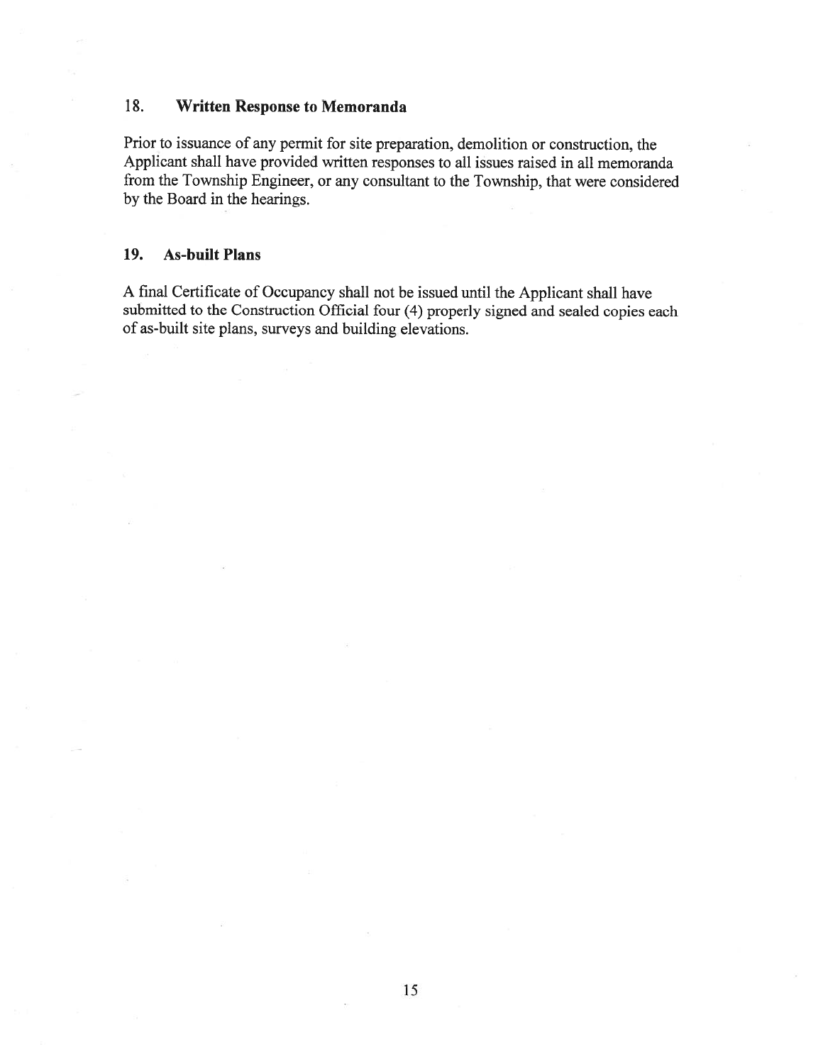## 18. Written Response to Memoranda

Prior to issuance of any permit for site preparation, demolition or construction, the Applicant shall have provided written responses to all issues raised in all memoranda from the Township Engineer, or any consultant to the Township, that were considered by the Board in the hearings.

## 19. As-built Plans

A final Certificate of Occupancy shall not be issued until the Applicant shall have submitted to the Construction Official four (4) properly signed and sealed copies each of as-built site plans, surveys and building elevations.